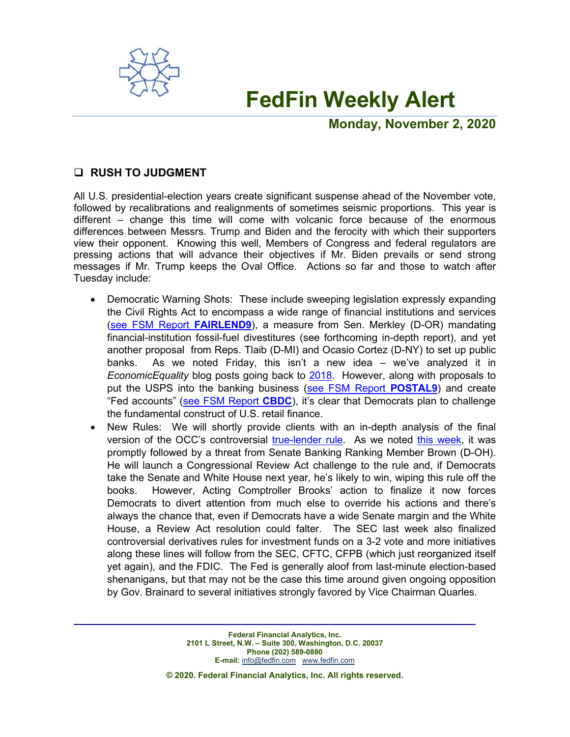# FedFin Weekly Alert

**Monday, November 2, 2020**

## ❑ RUSH TO JUDGMENT

All U.S. presidential-election years create significant suspense ahead of the November vote, followed by recalibrations and realignments of sometimes seismic proportions. This year is different – change this time will come with volcanic force because of the enormous differences between Messrs. Trump and Biden and the ferocity with which their supporters view their opponent. Knowing this well, Members of Congress and federal regulators are pressing actions that will advance their objectives if Mr. Biden prevails or send strong messages if Mr. Trump keeps the Oval Office. Actions so far and those to watch after Tuesday include:

- Democratic Warning Shots: These include sweeping legislation expressly expanding the Civil Rights Act to encompass a wide range of financial institutions and services (see FSM Report **FAIRLEND9**), a measure from Sen. Merkley (D-OR) mandating financial-institution fossil-fuel divestitures (see forthcoming in-depth report), and yet another proposal from Reps. Tlaib (D-MI) and Ocasio Cortez (D-NY) to set up public banks. As we noted Friday, this isn't a new idea – we've analyzed it in *EconomicEquality* blog posts going back to 2018. However, along with proposals to put the USPS into the banking business (see FSM Report **POSTAL9**) and create "Fed accounts" (see FSM Report **CBDC**), it's clear that Democrats plan to challenge the fundamental construct of U.S. retail finance.
- New Rules: We will shortly provide clients with an in-depth analysis of the final version of the OCC's controversial true-lender rule. As we noted this week, it was promptly followed by a threat from Senate Banking Ranking Member Brown (D-OH). He will launch a Congressional Review Act challenge to the rule and, if Democrats take the Senate and White House next year, he's likely to win, wiping this rule off the books. However, Acting Comptroller Brooks' action to finalize it now forces Democrats to divert attention from much else to override his actions and there's always the chance that, even if Democrats have a wide Senate margin and the White House, a Review Act resolution could falter. The SEC last week also finalized controversial derivatives rules for investment funds on a 3-2 vote and more initiatives along these lines will follow from the SEC, CFTC, CFPB (which just reorganized itself yet again), and the FDIC. The Fed is generally aloof from last-minute election-based shenanigans, but that may not be the case this time around given ongoing opposition by Gov. Brainard to several initiatives strongly favored by Vice Chairman Quarles.

---

**Federal Financial Analytics, Inc.**
**2101 L Street, N.W. – Suite 300, Washington, D.C. 20037**
**Phone (202) 589-0880**
**E-mail:** info@fedfin.com www.fedfin.com

**© 2020. Federal Financial Analytics, Inc. All rights reserved.**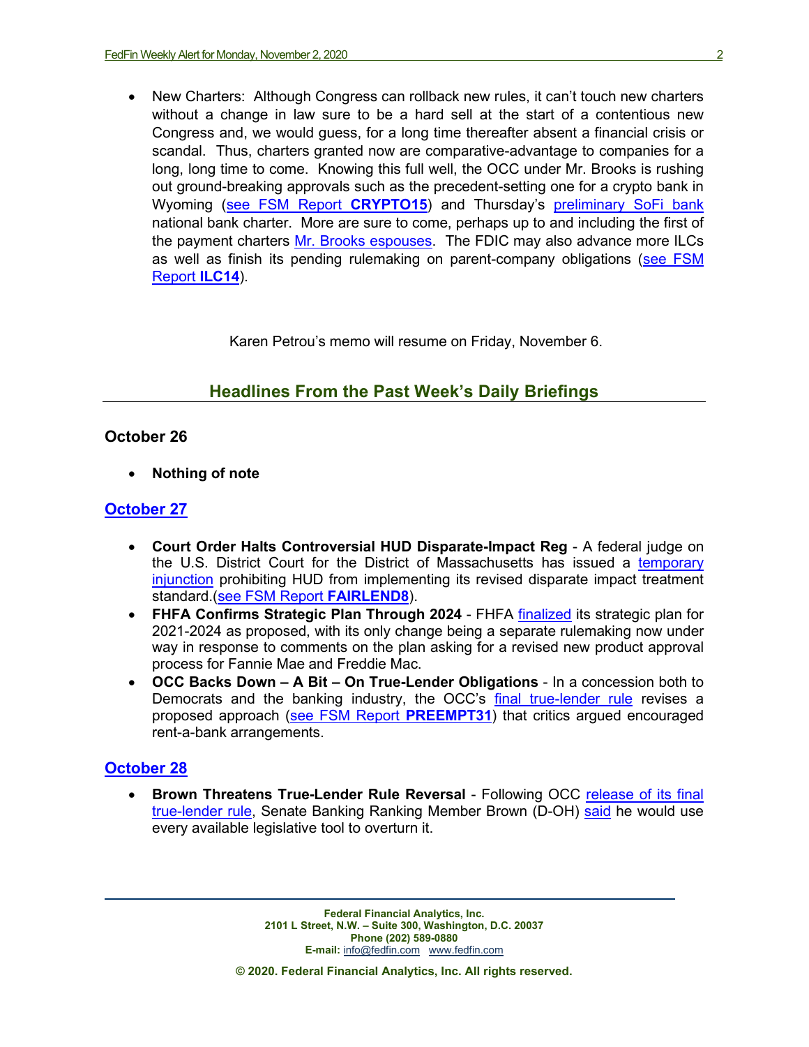- New Charters: Although Congress can rollback new rules, it can't touch new charters without a change in law sure to be a hard sell at the start of a contentious new Congress and, we would guess, for a long time thereafter absent a financial crisis or scandal. Thus, charters granted now are comparative-advantage to companies for a long, long time to come. Knowing this full well, the OCC under Mr. Brooks is rushing out ground-breaking approvals such as the precedent-setting one for a crypto bank in Wyoming (see FSM Report **CRYPTO15**) and Thursday's preliminary SoFi bank national bank charter. More are sure to come, perhaps up to and including the first of the payment charters Mr. Brooks espouses. The FDIC may also advance more ILCs as well as finish its pending rulemaking on parent-company obligations (see FSM Report **ILC14**).

Karen Petrou's memo will resume on Friday, November 6.

## Headlines From the Past Week's Daily Briefings

### October 26

- **Nothing of note**

### October 27

- **Court Order Halts Controversial HUD Disparate-Impact Reg** - A federal judge on the U.S. District Court for the District of Massachusetts has issued a temporary injunction prohibiting HUD from implementing its revised disparate impact treatment standard.(see FSM Report **FAIRLEND8**).
- **FHFA Confirms Strategic Plan Through 2024** - FHFA finalized its strategic plan for 2021-2024 as proposed, with its only change being a separate rulemaking now under way in response to comments on the plan asking for a revised new product approval process for Fannie Mae and Freddie Mac.
- **OCC Backs Down – A Bit – On True-Lender Obligations** - In a concession both to Democrats and the banking industry, the OCC's final true-lender rule revises a proposed approach (see FSM Report **PREEMPT31**) that critics argued encouraged rent-a-bank arrangements.

### October 28

- **Brown Threatens True-Lender Rule Reversal** - Following OCC release of its final true-lender rule, Senate Banking Ranking Member Brown (D-OH) said he would use every available legislative tool to overturn it.

**Federal Financial Analytics, Inc.**
**2101 L Street, N.W. – Suite 300, Washington, D.C. 20037**
**Phone (202) 589-0880**
**E-mail:** info@fedfin.com www.fedfin.com

**© 2020. Federal Financial Analytics, Inc. All rights reserved.**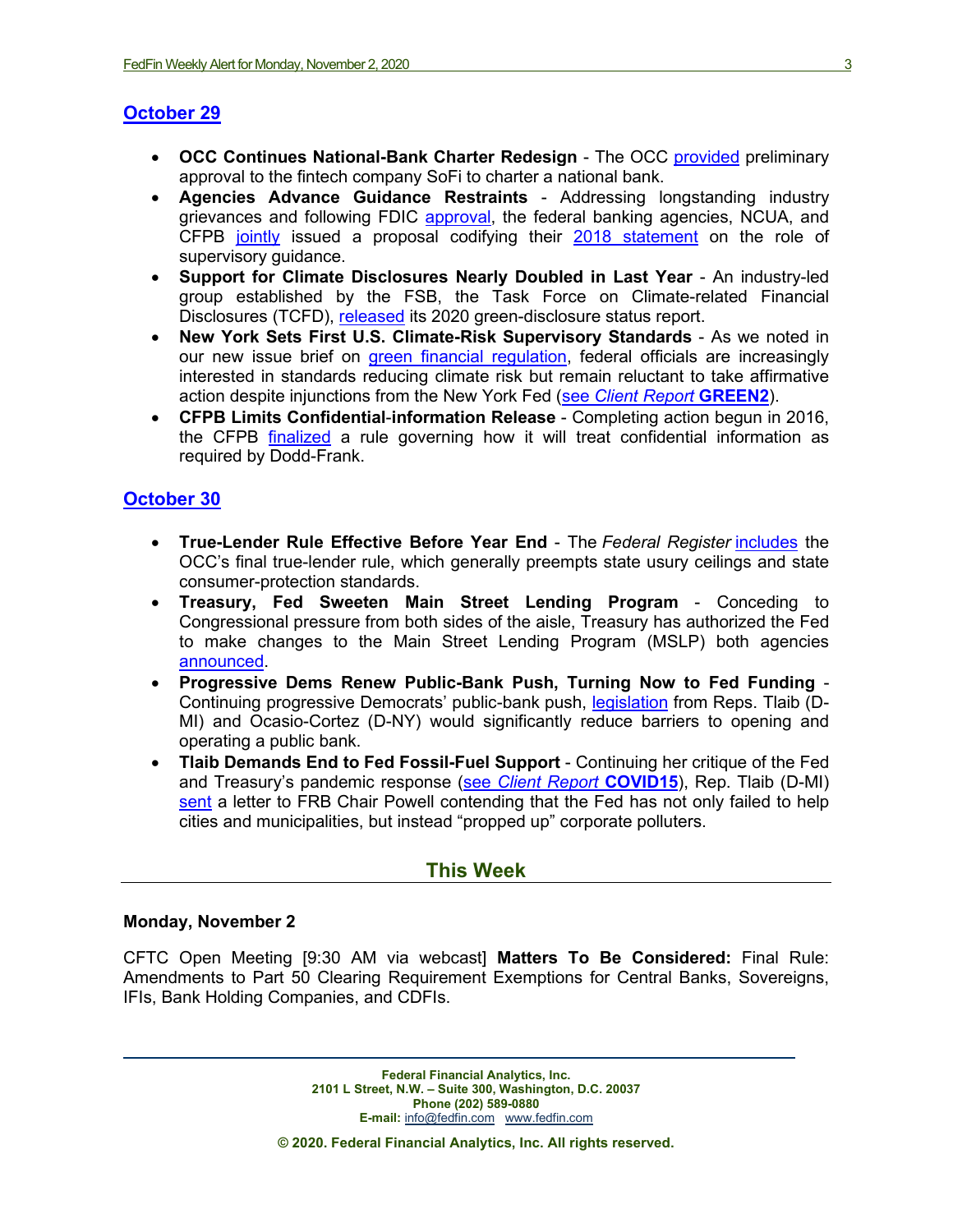## October 29

- **OCC Continues National-Bank Charter Redesign** - The OCC provided preliminary approval to the fintech company SoFi to charter a national bank.
- **Agencies Advance Guidance Restraints** - Addressing longstanding industry grievances and following FDIC approval, the federal banking agencies, NCUA, and CFPB jointly issued a proposal codifying their 2018 statement on the role of supervisory guidance.
- **Support for Climate Disclosures Nearly Doubled in Last Year** - An industry-led group established by the FSB, the Task Force on Climate-related Financial Disclosures (TCFD), released its 2020 green-disclosure status report.
- **New York Sets First U.S. Climate-Risk Supervisory Standards** - As we noted in our new issue brief on green financial regulation, federal officials are increasingly interested in standards reducing climate risk but remain reluctant to take affirmative action despite injunctions from the New York Fed (see *Client Report* **GREEN2**).
- **CFPB Limits Confidential-information Release** - Completing action begun in 2016, the CFPB finalized a rule governing how it will treat confidential information as required by Dodd-Frank.

## October 30

- **True-Lender Rule Effective Before Year End** - The *Federal Register* includes the OCC's final true-lender rule, which generally preempts state usury ceilings and state consumer-protection standards.
- **Treasury, Fed Sweeten Main Street Lending Program** - Conceding to Congressional pressure from both sides of the aisle, Treasury has authorized the Fed to make changes to the Main Street Lending Program (MSLP) both agencies announced.
- **Progressive Dems Renew Public-Bank Push, Turning Now to Fed Funding** - Continuing progressive Democrats' public-bank push, legislation from Reps. Tlaib (D-MI) and Ocasio-Cortez (D-NY) would significantly reduce barriers to opening and operating a public bank.
- **Tlaib Demands End to Fed Fossil-Fuel Support** - Continuing her critique of the Fed and Treasury's pandemic response (see *Client Report* **COVID15**), Rep. Tlaib (D-MI) sent a letter to FRB Chair Powell contending that the Fed has not only failed to help cities and municipalities, but instead "propped up" corporate polluters.

# This Week

**Monday, November 2**

CFTC Open Meeting [9:30 AM via webcast] **Matters To Be Considered:** Final Rule: Amendments to Part 50 Clearing Requirement Exemptions for Central Banks, Sovereigns, IFIs, Bank Holding Companies, and CDFIs.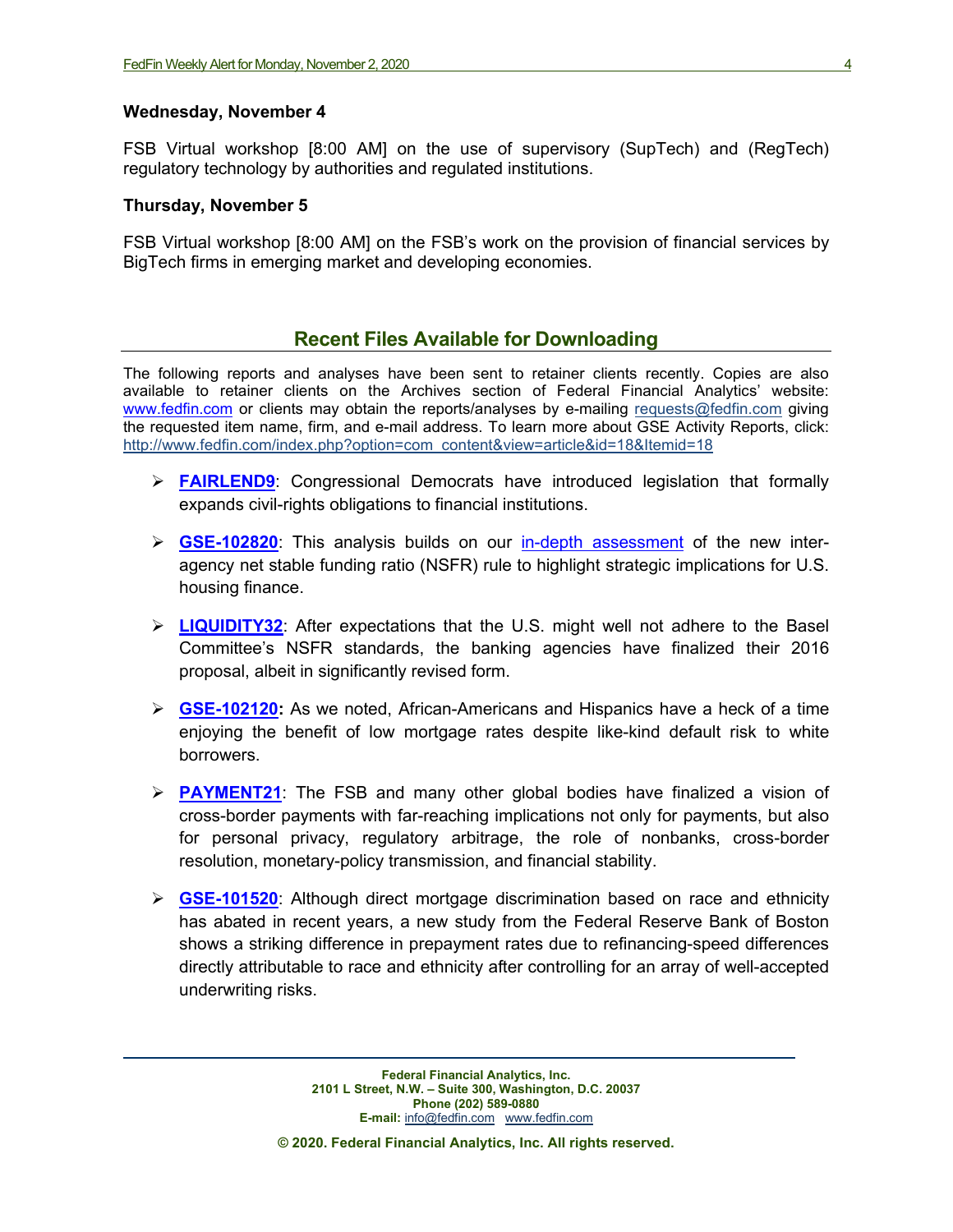**Wednesday, November 4**

FSB Virtual workshop [8:00 AM] on the use of supervisory (SupTech) and (RegTech) regulatory technology by authorities and regulated institutions.

**Thursday, November 5**

FSB Virtual workshop [8:00 AM] on the FSB's work on the provision of financial services by BigTech firms in emerging market and developing economies.

## Recent Files Available for Downloading

The following reports and analyses have been sent to retainer clients recently. Copies are also available to retainer clients on the Archives section of Federal Financial Analytics' website: www.fedfin.com or clients may obtain the reports/analyses by e-mailing requests@fedfin.com giving the requested item name, firm, and e-mail address. To learn more about GSE Activity Reports, click: http://www.fedfin.com/index.php?option=com_content&view=article&id=18&Itemid=18

- **FAIRLEND9**: Congressional Democrats have introduced legislation that formally expands civil-rights obligations to financial institutions.
- **GSE-102820**: This analysis builds on our in-depth assessment of the new inter-agency net stable funding ratio (NSFR) rule to highlight strategic implications for U.S. housing finance.
- **LIQUIDITY32**: After expectations that the U.S. might well not adhere to the Basel Committee's NSFR standards, the banking agencies have finalized their 2016 proposal, albeit in significantly revised form.
- **GSE-102120:** As we noted, African-Americans and Hispanics have a heck of a time enjoying the benefit of low mortgage rates despite like-kind default risk to white borrowers.
- **PAYMENT21**: The FSB and many other global bodies have finalized a vision of cross-border payments with far-reaching implications not only for payments, but also for personal privacy, regulatory arbitrage, the role of nonbanks, cross-border resolution, monetary-policy transmission, and financial stability.
- **GSE-101520**: Although direct mortgage discrimination based on race and ethnicity has abated in recent years, a new study from the Federal Reserve Bank of Boston shows a striking difference in prepayment rates due to refinancing-speed differences directly attributable to race and ethnicity after controlling for an array of well-accepted underwriting risks.

**Federal Financial Analytics, Inc.**
**2101 L Street, N.W. – Suite 300, Washington, D.C. 20037**
**Phone (202) 589-0880**
**E-mail:** info@fedfin.com www.fedfin.com

**© 2020. Federal Financial Analytics, Inc. All rights reserved.**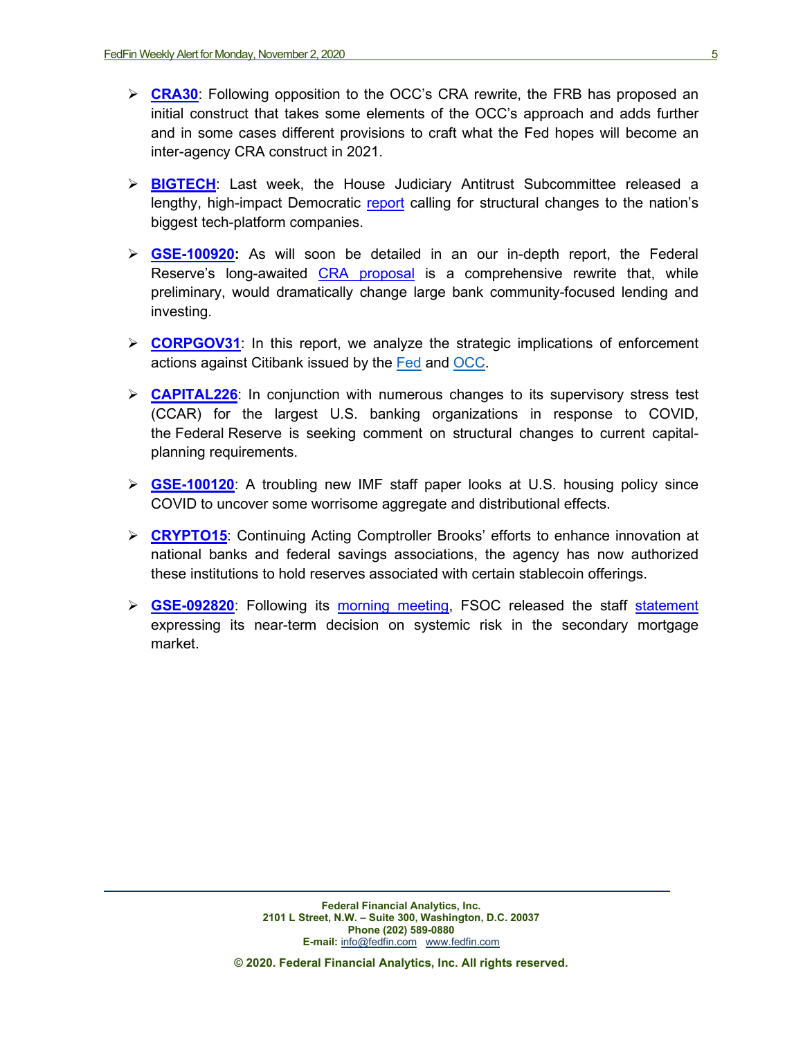- **CRA30**: Following opposition to the OCC's CRA rewrite, the FRB has proposed an initial construct that takes some elements of the OCC's approach and adds further and in some cases different provisions to craft what the Fed hopes will become an inter-agency CRA construct in 2021.
- **BIGTECH**: Last week, the House Judiciary Antitrust Subcommittee released a lengthy, high-impact Democratic report calling for structural changes to the nation's biggest tech-platform companies.
- **GSE-100920:** As will soon be detailed in an our in-depth report, the Federal Reserve's long-awaited CRA proposal is a comprehensive rewrite that, while preliminary, would dramatically change large bank community-focused lending and investing.
- **CORPGOV31**: In this report, we analyze the strategic implications of enforcement actions against Citibank issued by the Fed and OCC.
- **CAPITAL226**: In conjunction with numerous changes to its supervisory stress test (CCAR) for the largest U.S. banking organizations in response to COVID, the Federal Reserve is seeking comment on structural changes to current capital-planning requirements.
- **GSE-100120**: A troubling new IMF staff paper looks at U.S. housing policy since COVID to uncover some worrisome aggregate and distributional effects.
- **CRYPTO15**: Continuing Acting Comptroller Brooks' efforts to enhance innovation at national banks and federal savings associations, the agency has now authorized these institutions to hold reserves associated with certain stablecoin offerings.
- **GSE-092820**: Following its morning meeting, FSOC released the staff statement expressing its near-term decision on systemic risk in the secondary mortgage market.

**Federal Financial Analytics, Inc.**
**2101 L Street, N.W. – Suite 300, Washington, D.C. 20037**
**Phone (202) 589-0880**
**E-mail:** info@fedfin.com www.fedfin.com

**© 2020. Federal Financial Analytics, Inc. All rights reserved.**